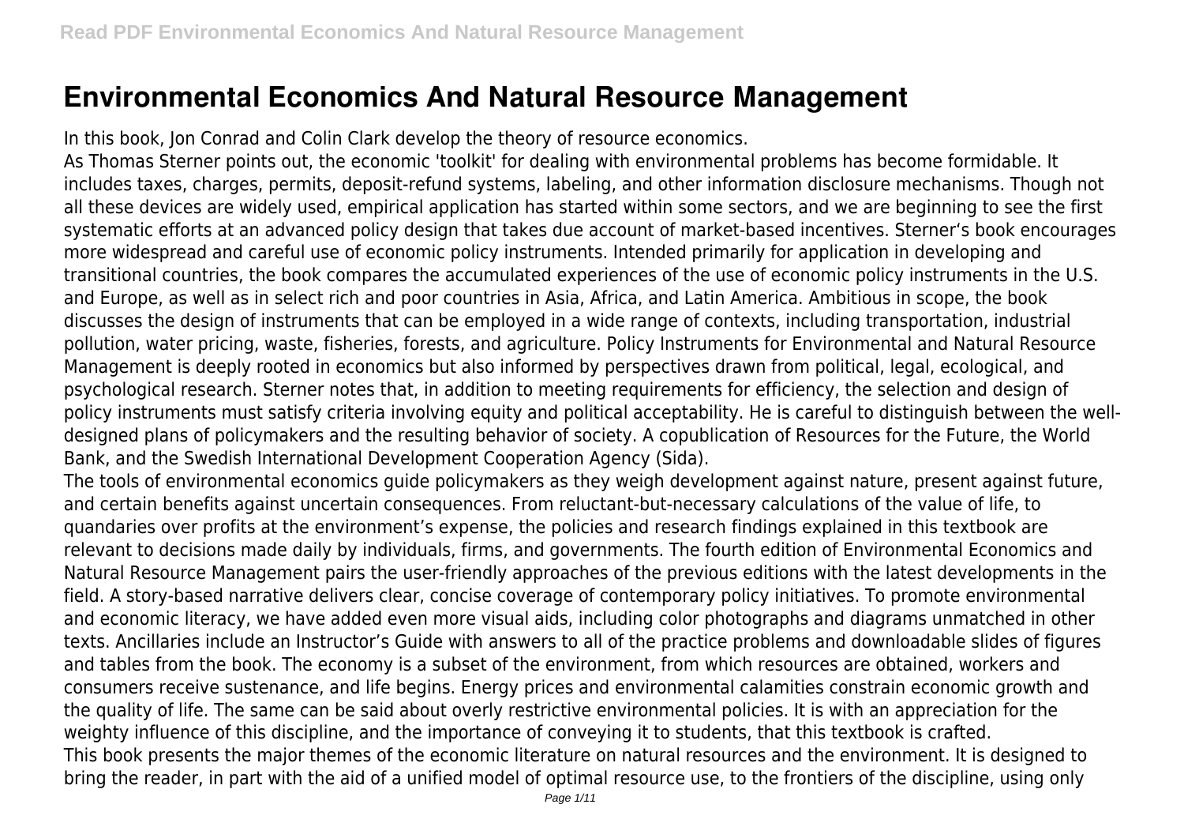# Environmental Economics And Natural Resource Management

In this book, Jon Conrad and Colin Clark develop the theory of resource economics.

As Thomas Sterner points out, the economic 'toolkit' for dealing with environmental problems has become formidable. It includes taxes, charges, permits, deposit-refund systems, labeling, and other information disclosure mechanisms. Though not all these devices are widely used, empirical application has started within some sectors, and we are beginning to see the first systematic efforts at an advanced policy design that takes due account of market-based incentives. Sterner's book encourages more widespread and careful use of economic policy instruments. Intended primarily for application in developing and transitional countries, the book compares the accumulated experiences of the use of economic policy instruments in the U.S. and Europe, as well as in select rich and poor countries in Asia, Africa, and Latin America. Ambitious in scope, the book discusses the design of instruments that can be employed in a wide range of contexts, including transportation, industrial pollution, water pricing, waste, fisheries, forests, and agriculture. Policy Instruments for Environmental and Natural Resource Management is deeply rooted in economics but also informed by perspectives drawn from political, legal, ecological, and psychological research. Sterner notes that, in addition to meeting requirements for efficiency, the selection and design of policy instruments must satisfy criteria involving equity and political acceptability. He is careful to distinguish between the well-designed plans of policymakers and the resulting behavior of society. A copublication of Resources for the Future, the World Bank, and the Swedish International Development Cooperation Agency (Sida).

The tools of environmental economics guide policymakers as they weigh development against nature, present against future, and certain benefits against uncertain consequences. From reluctant-but-necessary calculations of the value of life, to quandaries over profits at the environment's expense, the policies and research findings explained in this textbook are relevant to decisions made daily by individuals, firms, and governments. The fourth edition of Environmental Economics and Natural Resource Management pairs the user-friendly approaches of the previous editions with the latest developments in the field. A story-based narrative delivers clear, concise coverage of contemporary policy initiatives. To promote environmental and economic literacy, we have added even more visual aids, including color photographs and diagrams unmatched in other texts. Ancillaries include an Instructor's Guide with answers to all of the practice problems and downloadable slides of figures and tables from the book. The economy is a subset of the environment, from which resources are obtained, workers and consumers receive sustenance, and life begins. Energy prices and environmental calamities constrain economic growth and the quality of life. The same can be said about overly restrictive environmental policies. It is with an appreciation for the weighty influence of this discipline, and the importance of conveying it to students, that this textbook is crafted.

This book presents the major themes of the economic literature on natural resources and the environment. It is designed to bring the reader, in part with the aid of a unified model of optimal resource use, to the frontiers of the discipline, using only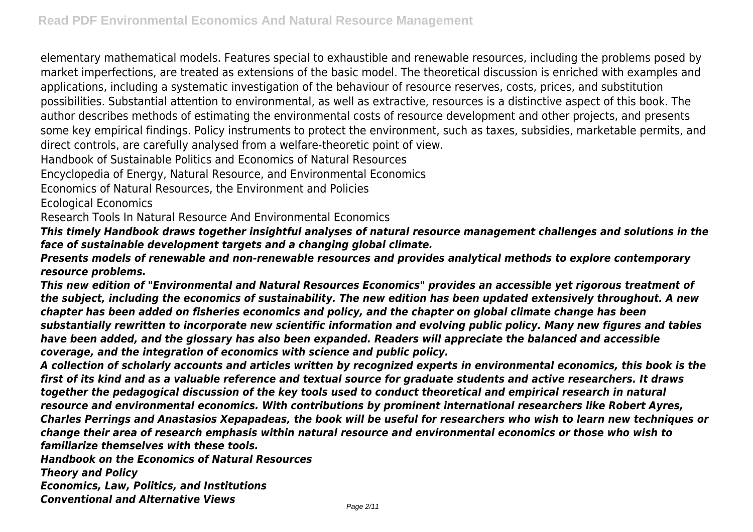elementary mathematical models. Features special to exhaustible and renewable resources, including the problems posed by market imperfections, are treated as extensions of the basic model. The theoretical discussion is enriched with examples and applications, including a systematic investigation of the behaviour of resource reserves, costs, prices, and substitution possibilities. Substantial attention to environmental, as well as extractive, resources is a distinctive aspect of this book. The author describes methods of estimating the environmental costs of resource development and other projects, and presents some key empirical findings. Policy instruments to protect the environment, such as taxes, subsidies, marketable permits, and direct controls, are carefully analysed from a welfare-theoretic point of view.

Handbook of Sustainable Politics and Economics of Natural Resources

Encyclopedia of Energy, Natural Resource, and Environmental Economics

Economics of Natural Resources, the Environment and Policies

Ecological Economics

Research Tools In Natural Resource And Environmental Economics

***This timely Handbook draws together insightful analyses of natural resource management challenges and solutions in the face of sustainable development targets and a changing global climate.***

***Presents models of renewable and non-renewable resources and provides analytical methods to explore contemporary resource problems.***

***This new edition of "Environmental and Natural Resources Economics" provides an accessible yet rigorous treatment of the subject, including the economics of sustainability. The new edition has been updated extensively throughout. A new chapter has been added on fisheries economics and policy, and the chapter on global climate change has been substantially rewritten to incorporate new scientific information and evolving public policy. Many new figures and tables have been added, and the glossary has also been expanded. Readers will appreciate the balanced and accessible coverage, and the integration of economics with science and public policy.***

***A collection of scholarly accounts and articles written by recognized experts in environmental economics, this book is the first of its kind and as a valuable reference and textual source for graduate students and active researchers. It draws together the pedagogical discussion of the key tools used to conduct theoretical and empirical research in natural resource and environmental economics. With contributions by prominent international researchers like Robert Ayres, Charles Perrings and Anastasios Xepapadeas, the book will be useful for researchers who wish to learn new techniques or change their area of research emphasis within natural resource and environmental economics or those who wish to familiarize themselves with these tools.***

***Handbook on the Economics of Natural Resources***

***Theory and Policy***

***Economics, Law, Politics, and Institutions***

***Conventional and Alternative Views***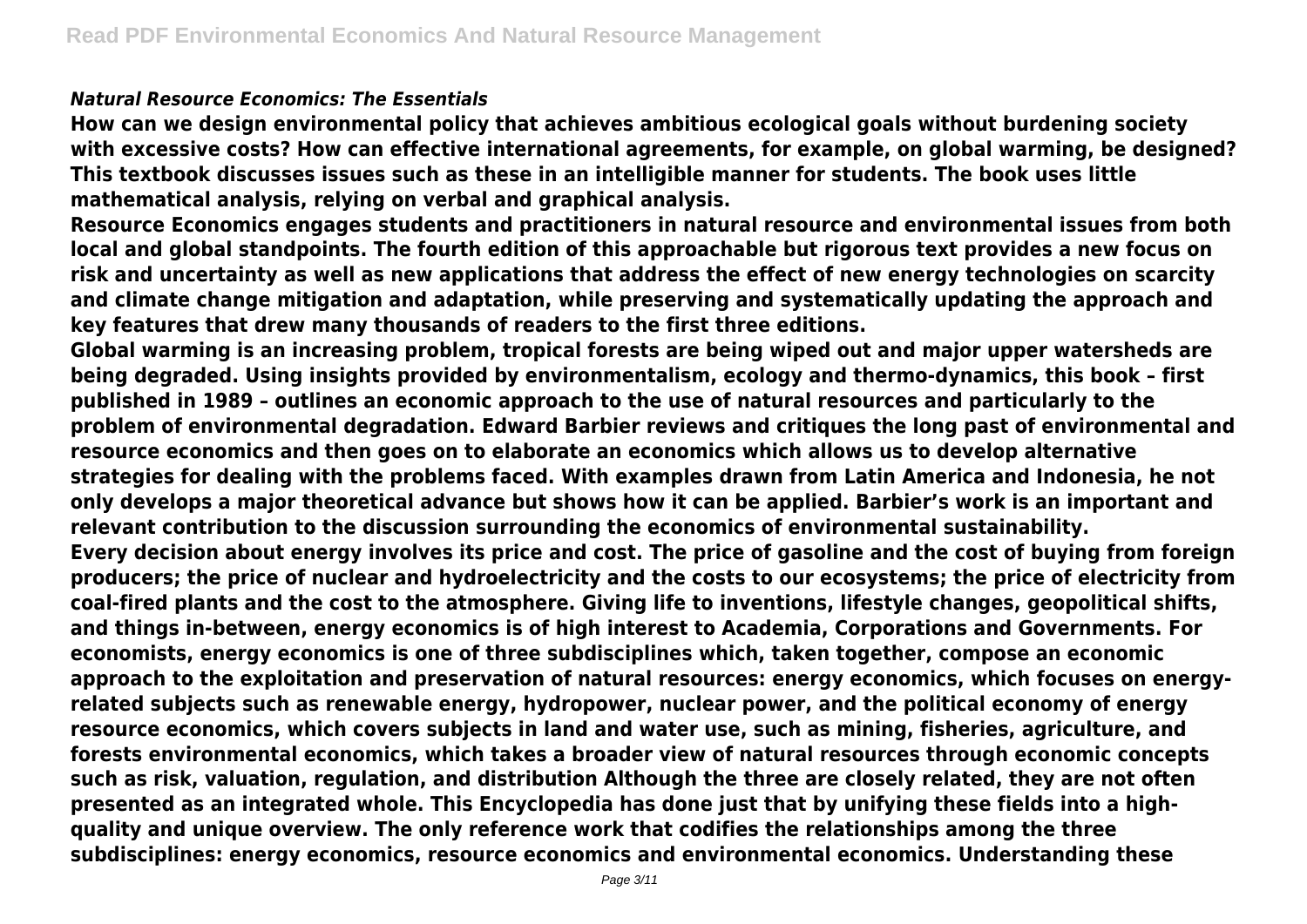*Natural Resource Economics: The Essentials*

**How can we design environmental policy that achieves ambitious ecological goals without burdening society with excessive costs? How can effective international agreements, for example, on global warming, be designed? This textbook discusses issues such as these in an intelligible manner for students. The book uses little mathematical analysis, relying on verbal and graphical analysis.**

**Resource Economics engages students and practitioners in natural resource and environmental issues from both local and global standpoints. The fourth edition of this approachable but rigorous text provides a new focus on risk and uncertainty as well as new applications that address the effect of new energy technologies on scarcity and climate change mitigation and adaptation, while preserving and systematically updating the approach and key features that drew many thousands of readers to the first three editions.**

**Global warming is an increasing problem, tropical forests are being wiped out and major upper watersheds are being degraded. Using insights provided by environmentalism, ecology and thermo-dynamics, this book – first published in 1989 – outlines an economic approach to the use of natural resources and particularly to the problem of environmental degradation. Edward Barbier reviews and critiques the long past of environmental and resource economics and then goes on to elaborate an economics which allows us to develop alternative strategies for dealing with the problems faced. With examples drawn from Latin America and Indonesia, he not only develops a major theoretical advance but shows how it can be applied. Barbier's work is an important and relevant contribution to the discussion surrounding the economics of environmental sustainability.**

**Every decision about energy involves its price and cost. The price of gasoline and the cost of buying from foreign producers; the price of nuclear and hydroelectricity and the costs to our ecosystems; the price of electricity from coal-fired plants and the cost to the atmosphere. Giving life to inventions, lifestyle changes, geopolitical shifts, and things in-between, energy economics is of high interest to Academia, Corporations and Governments. For economists, energy economics is one of three subdisciplines which, taken together, compose an economic approach to the exploitation and preservation of natural resources: energy economics, which focuses on energy-related subjects such as renewable energy, hydropower, nuclear power, and the political economy of energy resource economics, which covers subjects in land and water use, such as mining, fisheries, agriculture, and forests environmental economics, which takes a broader view of natural resources through economic concepts such as risk, valuation, regulation, and distribution Although the three are closely related, they are not often presented as an integrated whole. This Encyclopedia has done just that by unifying these fields into a high-quality and unique overview. The only reference work that codifies the relationships among the three subdisciplines: energy economics, resource economics and environmental economics. Understanding these**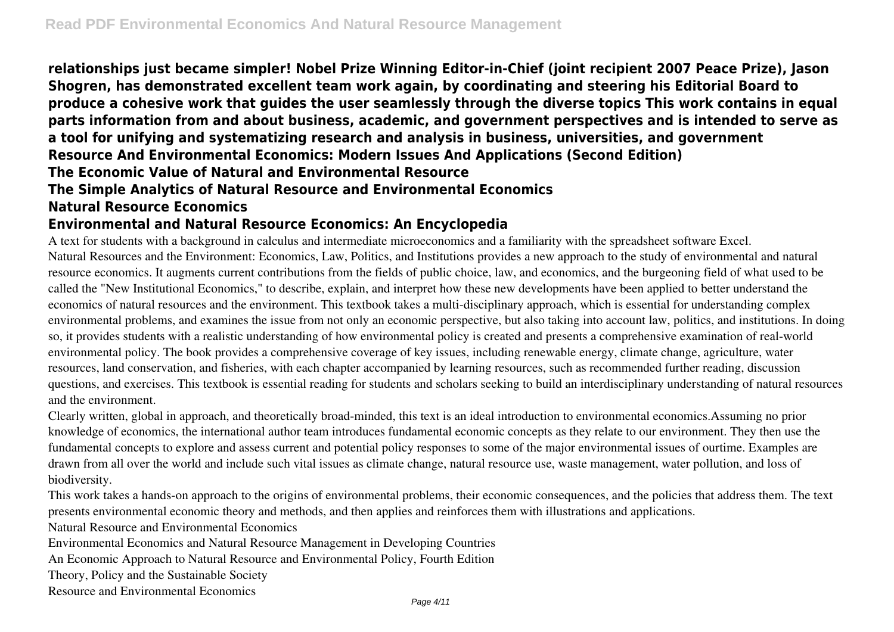**relationships just became simpler! Nobel Prize Winning Editor-in-Chief (joint recipient 2007 Peace Prize), Jason Shogren, has demonstrated excellent team work again, by coordinating and steering his Editorial Board to produce a cohesive work that guides the user seamlessly through the diverse topics This work contains in equal parts information from and about business, academic, and government perspectives and is intended to serve as a tool for unifying and systematizing research and analysis in business, universities, and government**

**Resource And Environmental Economics: Modern Issues And Applications (Second Edition)**

**The Economic Value of Natural and Environmental Resource**

**The Simple Analytics of Natural Resource and Environmental Economics**

**Natural Resource Economics**

**Environmental and Natural Resource Economics: An Encyclopedia**

A text for students with a background in calculus and intermediate microeconomics and a familiarity with the spreadsheet software Excel.

Natural Resources and the Environment: Economics, Law, Politics, and Institutions provides a new approach to the study of environmental and natural resource economics. It augments current contributions from the fields of public choice, law, and economics, and the burgeoning field of what used to be called the "New Institutional Economics," to describe, explain, and interpret how these new developments have been applied to better understand the economics of natural resources and the environment. This textbook takes a multi-disciplinary approach, which is essential for understanding complex environmental problems, and examines the issue from not only an economic perspective, but also taking into account law, politics, and institutions. In doing so, it provides students with a realistic understanding of how environmental policy is created and presents a comprehensive examination of real-world environmental policy. The book provides a comprehensive coverage of key issues, including renewable energy, climate change, agriculture, water resources, land conservation, and fisheries, with each chapter accompanied by learning resources, such as recommended further reading, discussion questions, and exercises. This textbook is essential reading for students and scholars seeking to build an interdisciplinary understanding of natural resources and the environment.

Clearly written, global in approach, and theoretically broad-minded, this text is an ideal introduction to environmental economics.Assuming no prior knowledge of economics, the international author team introduces fundamental economic concepts as they relate to our environment. They then use the fundamental concepts to explore and assess current and potential policy responses to some of the major environmental issues of ourtime. Examples are drawn from all over the world and include such vital issues as climate change, natural resource use, waste management, water pollution, and loss of biodiversity.

This work takes a hands-on approach to the origins of environmental problems, their economic consequences, and the policies that address them. The text presents environmental economic theory and methods, and then applies and reinforces them with illustrations and applications.

Natural Resource and Environmental Economics

Environmental Economics and Natural Resource Management in Developing Countries

An Economic Approach to Natural Resource and Environmental Policy, Fourth Edition

Theory, Policy and the Sustainable Society

Resource and Environmental Economics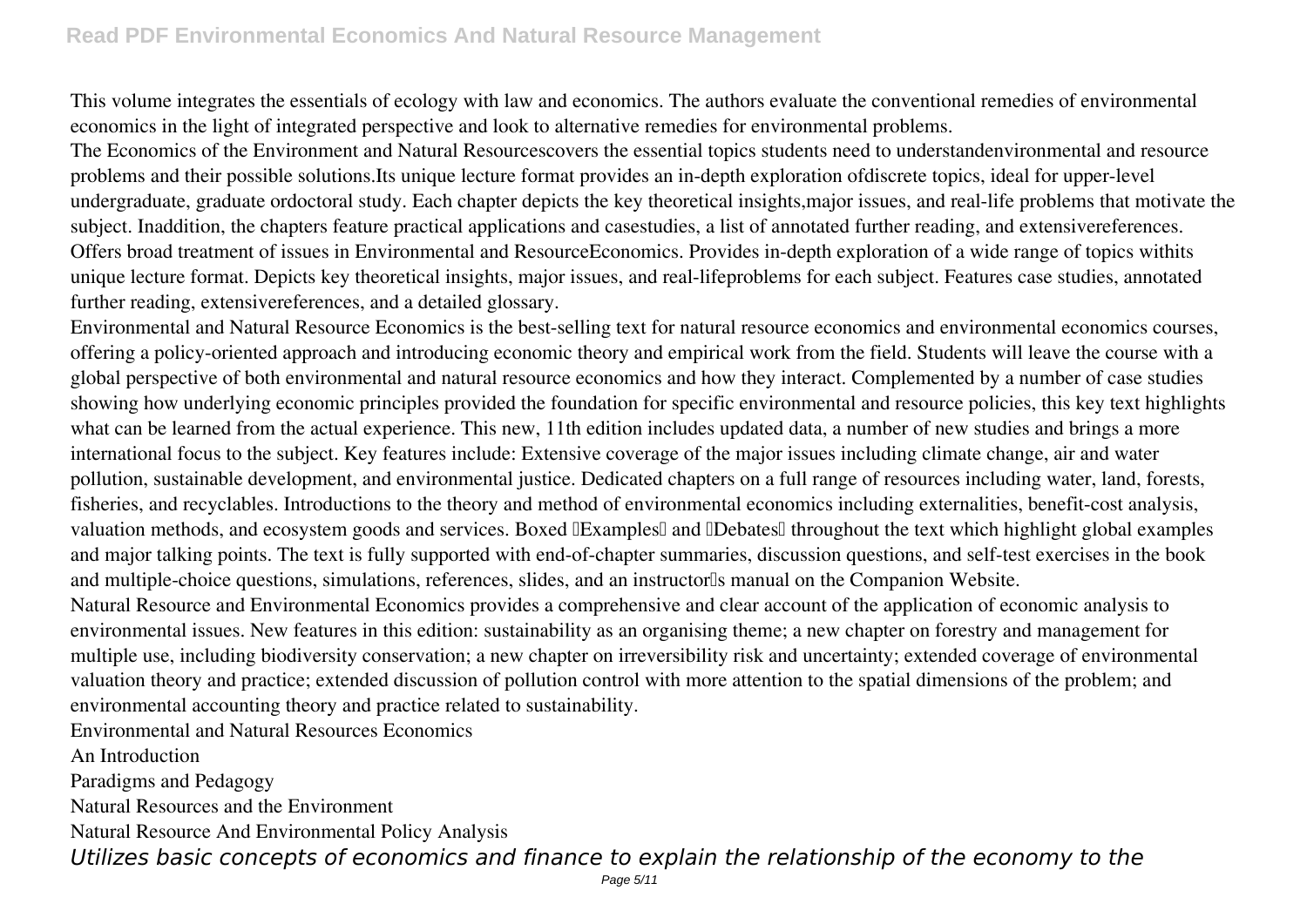This volume integrates the essentials of ecology with law and economics. The authors evaluate the conventional remedies of environmental economics in the light of integrated perspective and look to alternative remedies for environmental problems.

The Economics of the Environment and Natural Resourcescovers the essential topics students need to understandenvironmental and resource problems and their possible solutions.Its unique lecture format provides an in-depth exploration ofdiscrete topics, ideal for upper-level undergraduate, graduate ordoctoral study. Each chapter depicts the key theoretical insights,major issues, and real-life problems that motivate the subject. Inaddition, the chapters feature practical applications and casestudies, a list of annotated further reading, and extensivereferences. Offers broad treatment of issues in Environmental and ResourceEconomics. Provides in-depth exploration of a wide range of topics withits unique lecture format. Depicts key theoretical insights, major issues, and real-lifeproblems for each subject. Features case studies, annotated further reading, extensivereferences, and a detailed glossary.

Environmental and Natural Resource Economics is the best-selling text for natural resource economics and environmental economics courses, offering a policy-oriented approach and introducing economic theory and empirical work from the field. Students will leave the course with a global perspective of both environmental and natural resource economics and how they interact. Complemented by a number of case studies showing how underlying economic principles provided the foundation for specific environmental and resource policies, this key text highlights what can be learned from the actual experience. This new, 11th edition includes updated data, a number of new studies and brings a more international focus to the subject. Key features include: Extensive coverage of the major issues including climate change, air and water pollution, sustainable development, and environmental justice. Dedicated chapters on a full range of resources including water, land, forests, fisheries, and recyclables. Introductions to the theory and method of environmental economics including externalities, benefit-cost analysis, valuation methods, and ecosystem goods and services. Boxed "Examples" and "Debates" throughout the text which highlight global examples and major talking points. The text is fully supported with end-of-chapter summaries, discussion questions, and self-test exercises in the book and multiple-choice questions, simulations, references, slides, and an instructor's manual on the Companion Website.

Natural Resource and Environmental Economics provides a comprehensive and clear account of the application of economic analysis to environmental issues. New features in this edition: sustainability as an organising theme; a new chapter on forestry and management for multiple use, including biodiversity conservation; a new chapter on irreversibility risk and uncertainty; extended coverage of environmental valuation theory and practice; extended discussion of pollution control with more attention to the spatial dimensions of the problem; and environmental accounting theory and practice related to sustainability.

Environmental and Natural Resources Economics

An Introduction

Paradigms and Pedagogy

Natural Resources and the Environment

Natural Resource And Environmental Policy Analysis

*Utilizes basic concepts of economics and finance to explain the relationship of the economy to the*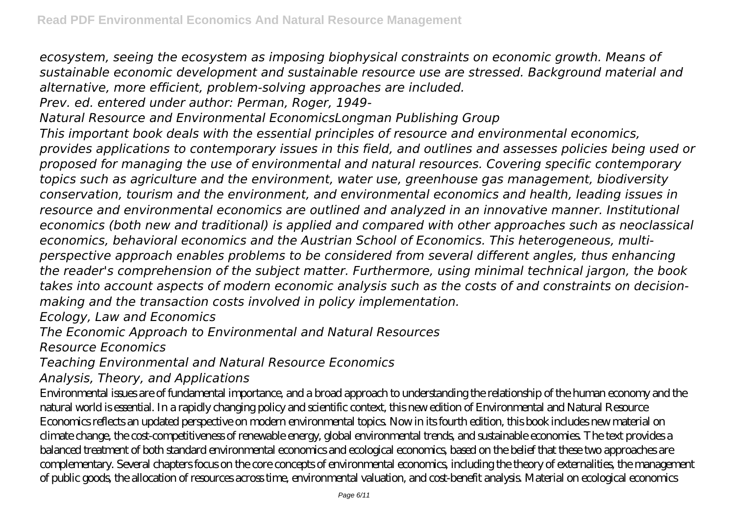*ecosystem, seeing the ecosystem as imposing biophysical constraints on economic growth. Means of sustainable economic development and sustainable resource use are stressed. Background material and alternative, more efficient, problem-solving approaches are included.*

*Prev. ed. entered under author: Perman, Roger, 1949-*

*Natural Resource and Environmental EconomicsLongman Publishing Group*

*This important book deals with the essential principles of resource and environmental economics, provides applications to contemporary issues in this field, and outlines and assesses policies being used or proposed for managing the use of environmental and natural resources. Covering specific contemporary topics such as agriculture and the environment, water use, greenhouse gas management, biodiversity conservation, tourism and the environment, and environmental economics and health, leading issues in resource and environmental economics are outlined and analyzed in an innovative manner. Institutional economics (both new and traditional) is applied and compared with other approaches such as neoclassical economics, behavioral economics and the Austrian School of Economics. This heterogeneous, multi-perspective approach enables problems to be considered from several different angles, thus enhancing the reader's comprehension of the subject matter. Furthermore, using minimal technical jargon, the book takes into account aspects of modern economic analysis such as the costs of and constraints on decision-making and the transaction costs involved in policy implementation.*

*Ecology, Law and Economics*

*The Economic Approach to Environmental and Natural Resources*

*Resource Economics*

*Teaching Environmental and Natural Resource Economics*

*Analysis, Theory, and Applications*

Environmental issues are of fundamental importance, and a broad approach to understanding the relationship of the human economy and the natural world is essential. In a rapidly changing policy and scientific context, this new edition of Environmental and Natural Resource Economics reflects an updated perspective on modern environmental topics. Now in its fourth edition, this book includes new material on climate change, the cost-competitiveness of renewable energy, global environmental trends, and sustainable economies. The text provides a balanced treatment of both standard environmental economics and ecological economics, based on the belief that these two approaches are complementary. Several chapters focus on the core concepts of environmental economics, including the theory of externalities, the management of public goods, the allocation of resources across time, environmental valuation, and cost-benefit analysis. Material on ecological economics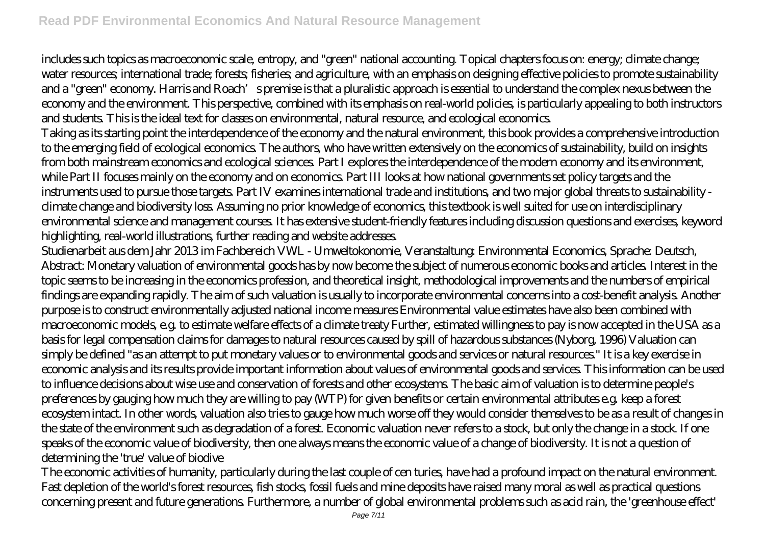includes such topics as macroeconomic scale, entropy, and "green" national accounting. Topical chapters focus on: energy; climate change; water resources; international trade; forests; fisheries; and agriculture, with an emphasis on designing effective policies to promote sustainability and a "green" economy. Harris and Roach's premise is that a pluralistic approach is essential to understand the complex nexus between the economy and the environment. This perspective, combined with its emphasis on real-world policies, is particularly appealing to both instructors and students. This is the ideal text for classes on environmental, natural resource, and ecological economics.

Taking as its starting point the interdependence of the economy and the natural environment, this book provides a comprehensive introduction to the emerging field of ecological economics. The authors, who have written extensively on the economics of sustainability, build on insights from both mainstream economics and ecological sciences. Part I explores the interdependence of the modern economy and its environment, while Part II focuses mainly on the economy and on economics. Part III looks at how national governments set policy targets and the instruments used to pursue those targets. Part IV examines international trade and institutions, and two major global threats to sustainability - climate change and biodiversity loss. Assuming no prior knowledge of economics, this textbook is well suited for use on interdisciplinary environmental science and management courses. It has extensive student-friendly features including discussion questions and exercises, keyword highlighting, real-world illustrations, further reading and website addresses.

Studienarbeit aus dem Jahr 2013 im Fachbereich VWL - Umweltokonomie, Veranstaltung: Environmental Economics, Sprache: Deutsch, Abstract: Monetary valuation of environmental goods has by now become the subject of numerous economic books and articles. Interest in the topic seems to be increasing in the economics profession, and theoretical insight, methodological improvements and the numbers of empirical findings are expanding rapidly. The aim of such valuation is usually to incorporate environmental concerns into a cost-benefit analysis. Another purpose is to construct environmentally adjusted national income measures Environmental value estimates have also been combined with macroeconomic models, e.g. to estimate welfare effects of a climate treaty Further, estimated willingness to pay is now accepted in the USA as a basis for legal compensation claims for damages to natural resources caused by spill of hazardous substances (Nyborg, 1996) Valuation can simply be defined "as an attempt to put monetary values or to environmental goods and services or natural resources." It is a key exercise in economic analysis and its results provide important information about values of environmental goods and services. This information can be used to influence decisions about wise use and conservation of forests and other ecosystems. The basic aim of valuation is to determine people's preferences by gauging how much they are willing to pay (WTP) for given benefits or certain environmental attributes e.g. keep a forest ecosystem intact. In other words, valuation also tries to gauge how much worse off they would consider themselves to be as a result of changes in the state of the environment such as degradation of a forest. Economic valuation never refers to a stock, but only the change in a stock. If one speaks of the economic value of biodiversity, then one always means the economic value of a change of biodiversity. It is not a question of determining the 'true' value of biodive

The economic activities of humanity, particularly during the last couple of cen turies, have had a profound impact on the natural environment. Fast depletion of the world's forest resources, fish stocks, fossil fuels and mine deposits have raised many moral as well as practical questions concerning present and future generations. Furthermore, a number of global environmental problems such as acid rain, the 'greenhouse effect'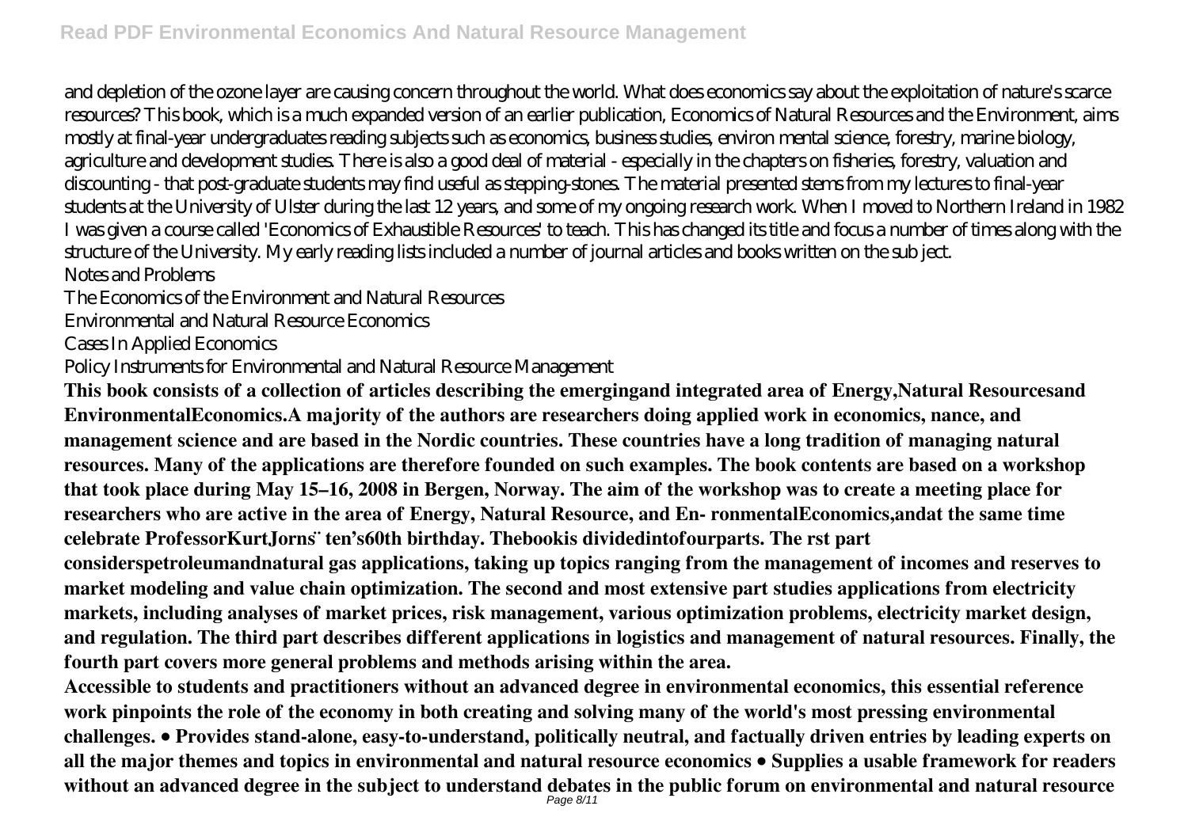and depletion of the ozone layer are causing concern throughout the world. What does economics say about the exploitation of nature's scarce resources? This book, which is a much expanded version of an earlier publication, Economics of Natural Resources and the Environment, aims mostly at final-year undergraduates reading subjects such as economics, business studies, environ mental science, forestry, marine biology, agriculture and development studies. There is also a good deal of material - especially in the chapters on fisheries, forestry, valuation and discounting - that post-graduate students may find useful as stepping-stones. The material presented stems from my lectures to final-year students at the University of Ulster during the last 12 years, and some of my ongoing research work. When I moved to Northern Ireland in 1982 I was given a course called 'Economics of Exhaustible Resources' to teach. This has changed its title and focus a number of times along with the structure of the University. My early reading lists included a number of journal articles and books written on the sub ject.

Notes and Problems

The Economics of the Environment and Natural Resources

Environmental and Natural Resource Economics

Cases In Applied Economics

Policy Instruments for Environmental and Natural Resource Management

**This book consists of a collection of articles describing the emergingand integrated area of Energy,Natural Resourcesand EnvironmentalEconomics.A majority of the authors are researchers doing applied work in economics, nance, and management science and are based in the Nordic countries. These countries have a long tradition of managing natural resources. Many of the applications are therefore founded on such examples. The book contents are based on a workshop that took place during May 15–16, 2008 in Bergen, Norway. The aim of the workshop was to create a meeting place for researchers who are active in the area of Energy, Natural Resource, and En- ronmentalEconomics,andat the same time celebrate ProfessorKurtJorns ̈ ten's60th birthday. Thebookis dividedintofourparts. The rst part considerspetroleumandnatural gas applications, taking up topics ranging from the management of incomes and reserves to market modeling and value chain optimization. The second and most extensive part studies applications from electricity markets, including analyses of market prices, risk management, various optimization problems, electricity market design, and regulation. The third part describes different applications in logistics and management of natural resources. Finally, the fourth part covers more general problems and methods arising within the area.**

**Accessible to students and practitioners without an advanced degree in environmental economics, this essential reference work pinpoints the role of the economy in both creating and solving many of the world's most pressing environmental challenges. • Provides stand-alone, easy-to-understand, politically neutral, and factually driven entries by leading experts on all the major themes and topics in environmental and natural resource economics • Supplies a usable framework for readers without an advanced degree in the subject to understand debates in the public forum on environmental and natural resource**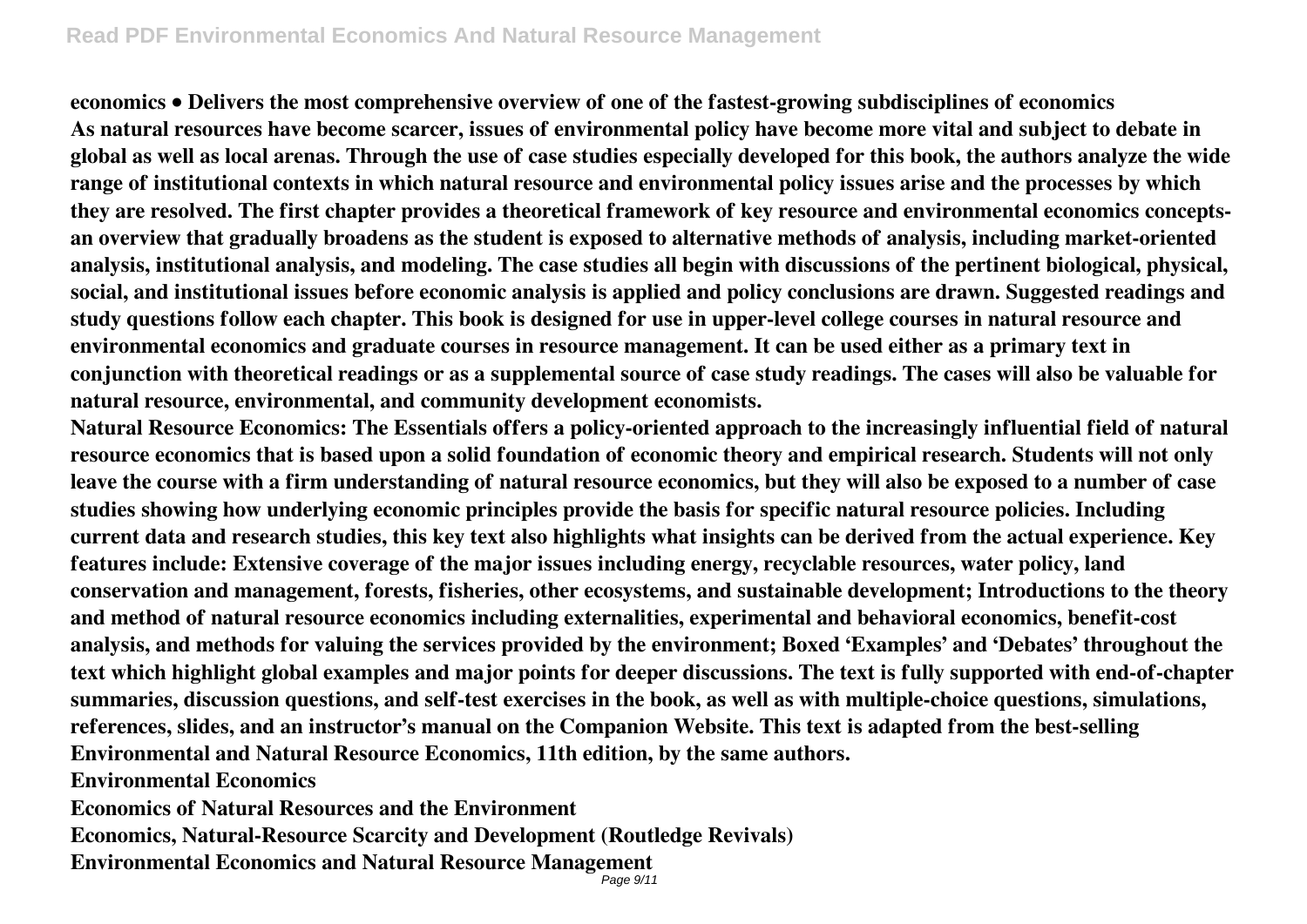**economics • Delivers the most comprehensive overview of one of the fastest-growing subdisciplines of economics**

**As natural resources have become scarcer, issues of environmental policy have become more vital and subject to debate in global as well as local arenas. Through the use of case studies especially developed for this book, the authors analyze the wide range of institutional contexts in which natural resource and environmental policy issues arise and the processes by which they are resolved. The first chapter provides a theoretical framework of key resource and environmental economics concepts-an overview that gradually broadens as the student is exposed to alternative methods of analysis, including market-oriented analysis, institutional analysis, and modeling. The case studies all begin with discussions of the pertinent biological, physical, social, and institutional issues before economic analysis is applied and policy conclusions are drawn. Suggested readings and study questions follow each chapter. This book is designed for use in upper-level college courses in natural resource and environmental economics and graduate courses in resource management. It can be used either as a primary text in conjunction with theoretical readings or as a supplemental source of case study readings. The cases will also be valuable for natural resource, environmental, and community development economists.**

**Natural Resource Economics: The Essentials offers a policy-oriented approach to the increasingly influential field of natural resource economics that is based upon a solid foundation of economic theory and empirical research. Students will not only leave the course with a firm understanding of natural resource economics, but they will also be exposed to a number of case studies showing how underlying economic principles provide the basis for specific natural resource policies. Including current data and research studies, this key text also highlights what insights can be derived from the actual experience. Key features include: Extensive coverage of the major issues including energy, recyclable resources, water policy, land conservation and management, forests, fisheries, other ecosystems, and sustainable development; Introductions to the theory and method of natural resource economics including externalities, experimental and behavioral economics, benefit-cost analysis, and methods for valuing the services provided by the environment; Boxed 'Examples' and 'Debates' throughout the text which highlight global examples and major points for deeper discussions. The text is fully supported with end-of-chapter summaries, discussion questions, and self-test exercises in the book, as well as with multiple-choice questions, simulations, references, slides, and an instructor's manual on the Companion Website. This text is adapted from the best-selling Environmental and Natural Resource Economics, 11th edition, by the same authors.**

**Environmental Economics**

**Economics of Natural Resources and the Environment**

**Economics, Natural-Resource Scarcity and Development (Routledge Revivals)**

**Environmental Economics and Natural Resource Management**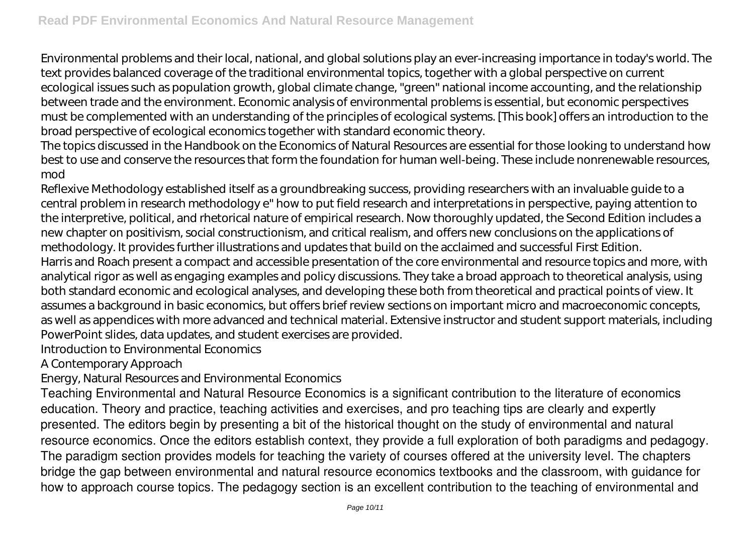Environmental problems and their local, national, and global solutions play an ever-increasing importance in today's world. The text provides balanced coverage of the traditional environmental topics, together with a global perspective on current ecological issues such as population growth, global climate change, "green" national income accounting, and the relationship between trade and the environment. Economic analysis of environmental problems is essential, but economic perspectives must be complemented with an understanding of the principles of ecological systems. [This book] offers an introduction to the broad perspective of ecological economics together with standard economic theory.

The topics discussed in the Handbook on the Economics of Natural Resources are essential for those looking to understand how best to use and conserve the resources that form the foundation for human well-being. These include nonrenewable resources, mod

Reflexive Methodology established itself as a groundbreaking success, providing researchers with an invaluable guide to a central problem in research methodology e" how to put field research and interpretations in perspective, paying attention to the interpretive, political, and rhetorical nature of empirical research. Now thoroughly updated, the Second Edition includes a new chapter on positivism, social constructionism, and critical realism, and offers new conclusions on the applications of methodology. It provides further illustrations and updates that build on the acclaimed and successful First Edition.

Harris and Roach present a compact and accessible presentation of the core environmental and resource topics and more, with analytical rigor as well as engaging examples and policy discussions. They take a broad approach to theoretical analysis, using both standard economic and ecological analyses, and developing these both from theoretical and practical points of view. It assumes a background in basic economics, but offers brief review sections on important micro and macroeconomic concepts, as well as appendices with more advanced and technical material. Extensive instructor and student support materials, including PowerPoint slides, data updates, and student exercises are provided.

Introduction to Environmental Economics

A Contemporary Approach

Energy, Natural Resources and Environmental Economics

Teaching Environmental and Natural Resource Economics is a significant contribution to the literature of economics education. Theory and practice, teaching activities and exercises, and pro teaching tips are clearly and expertly presented. The editors begin by presenting a bit of the historical thought on the study of environmental and natural resource economics. Once the editors establish context, they provide a full exploration of both paradigms and pedagogy. The paradigm section provides models for teaching the variety of courses offered at the university level. The chapters bridge the gap between environmental and natural resource economics textbooks and the classroom, with guidance for how to approach course topics. The pedagogy section is an excellent contribution to the teaching of environmental and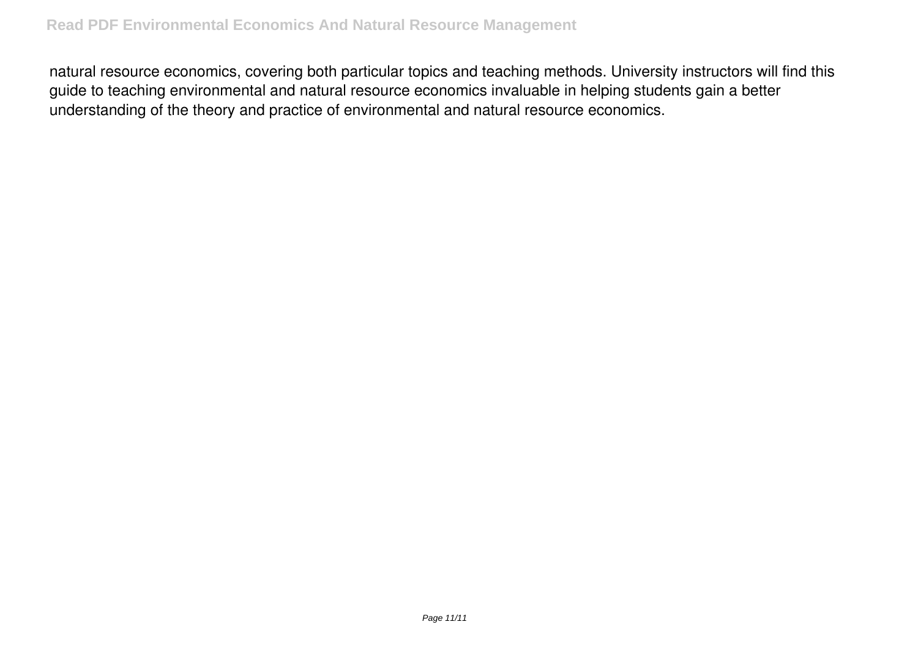natural resource economics, covering both particular topics and teaching methods. University instructors will find this guide to teaching environmental and natural resource economics invaluable in helping students gain a better understanding of the theory and practice of environmental and natural resource economics.